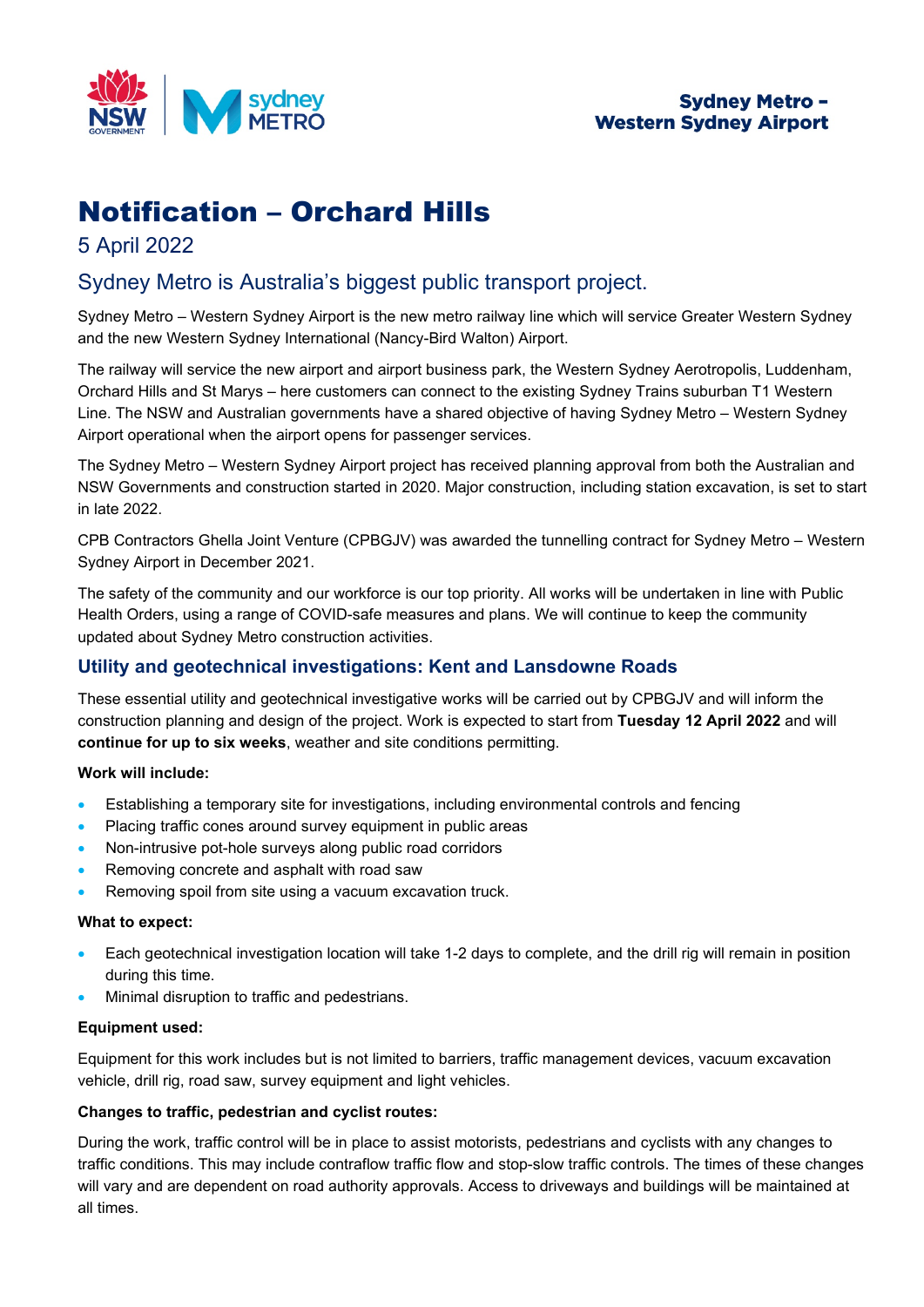Sydney Metro – Western Sydney Airport

# Notification – Orchard Hills

5 April 2022

## Sydney Metro is Australia's biggest public transport project.

Sydney Metro – Western Sydney Airport is the new metro railway line which will service Greater Western Sydney and the new Western Sydney International (Nancy-Bird Walton) Airport.

The railway will service the new airport and airport business park, the Western Sydney Aerotropolis, Luddenham, Orchard Hills and St Marys – here customers can connect to the existing Sydney Trains suburban T1 Western Line. The NSW and Australian governments have a shared objective of having Sydney Metro – Western Sydney Airport operational when the airport opens for passenger services.

The Sydney Metro – Western Sydney Airport project has received planning approval from both the Australian and NSW Governments and construction started in 2020. Major construction, including station excavation, is set to start in late 2022.

CPB Contractors Ghella Joint Venture (CPBGJV) was awarded the tunnelling contract for Sydney Metro – Western Sydney Airport in December 2021.

The safety of the community and our workforce is our top priority. All works will be undertaken in line with Public Health Orders, using a range of COVID-safe measures and plans. We will continue to keep the community updated about Sydney Metro construction activities.

### Utility and geotechnical investigations: Kent and Lansdowne Roads

These essential utility and geotechnical investigative works will be carried out by CPBGJV and will inform the construction planning and design of the project. Work is expected to start from **Tuesday 12 April 2022** and will **continue for up to six weeks**, weather and site conditions permitting.

**Work will include:**

- Establishing a temporary site for investigations, including environmental controls and fencing
- Placing traffic cones around survey equipment in public areas
- Non-intrusive pot-hole surveys along public road corridors
- Removing concrete and asphalt with road saw
- Removing spoil from site using a vacuum excavation truck.

**What to expect:**

- Each geotechnical investigation location will take 1-2 days to complete, and the drill rig will remain in position during this time.
- Minimal disruption to traffic and pedestrians.

**Equipment used:**

Equipment for this work includes but is not limited to barriers, traffic management devices, vacuum excavation vehicle, drill rig, road saw, survey equipment and light vehicles.

**Changes to traffic, pedestrian and cyclist routes:**

During the work, traffic control will be in place to assist motorists, pedestrians and cyclists with any changes to traffic conditions. This may include contraflow traffic flow and stop-slow traffic controls. The times of these changes will vary and are dependent on road authority approvals. Access to driveways and buildings will be maintained at all times.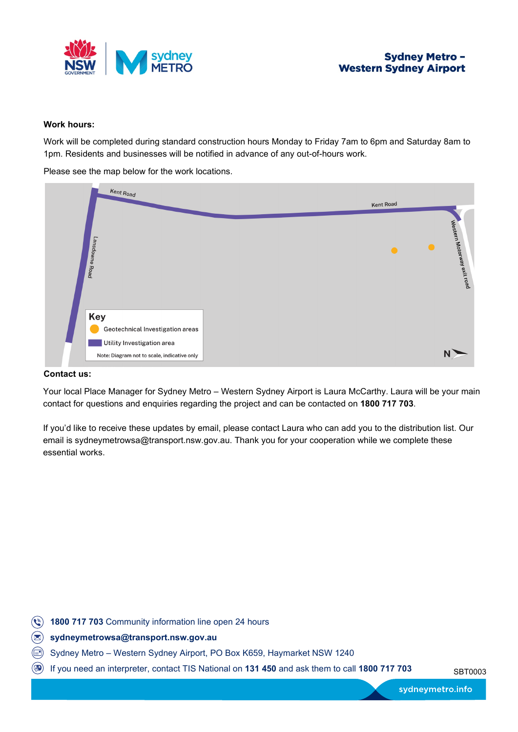### Work hours:

Work will be completed during standard construction hours Monday to Friday 7am to 6pm and Saturday 8am to 1pm. Residents and businesses will be notified in advance of any out-of-hours work.

Please see the map below for the work locations.

Kent Road

Kent Road

Lansdowne Road

Western Motorway exit road

Key

Geotechnical Investigation areas

Utility Investigation area

Note: Diagram not to scale, indicative only

N

### Contact us:

Your local Place Manager for Sydney Metro – Western Sydney Airport is Laura McCarthy. Laura will be your main contact for questions and enquiries regarding the project and can be contacted on **1800 717 703**.

If you'd like to receive these updates by email, please contact Laura who can add you to the distribution list. Our email is sydneymetrowsa@transport.nsw.gov.au. Thank you for your cooperation while we complete these essential works.

**1800 717 703** Community information line open 24 hours

**sydneymetrowsa@transport.nsw.gov.au**

Sydney Metro – Western Sydney Airport, PO Box K659, Haymarket NSW 1240

If you need an interpreter, contact TIS National on **131 450** and ask them to call **1800 717 703**

SBT0003

sydneymetro.info